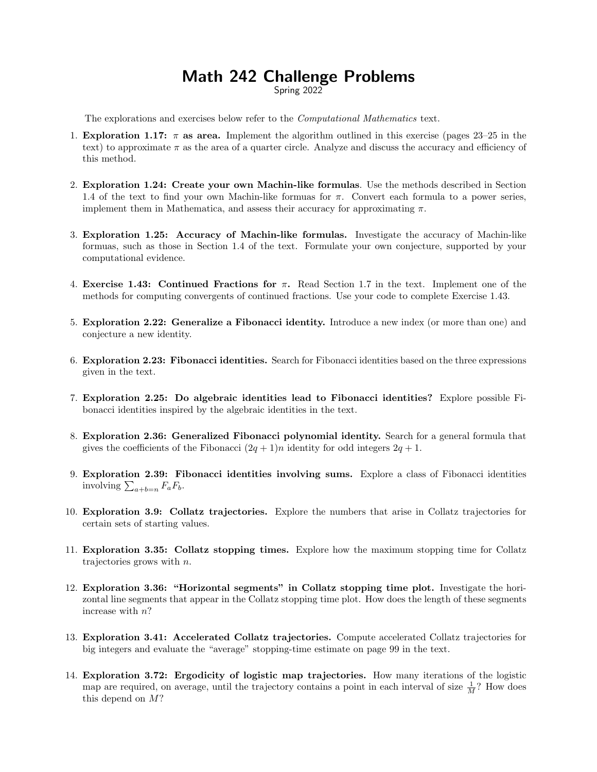# Math 242 Challenge Problems

Spring 2022

The explorations and exercises below refer to the *Computational Mathematics* text.

1. **Exploration 1.17: $\pi$ as area.** Implement the algorithm outlined in this exercise (pages 23–25 in the text) to approximate $\pi$ as the area of a quarter circle. Analyze and discuss the accuracy and efficiency of this method.

2. **Exploration 1.24: Create your own Machin-like formulas**. Use the methods described in Section 1.4 of the text to find your own Machin-like formuas for $\pi$. Convert each formula to a power series, implement them in Mathematica, and assess their accuracy for approximating $\pi$.

3. **Exploration 1.25: Accuracy of Machin-like formulas.** Investigate the accuracy of Machin-like formuas, such as those in Section 1.4 of the text. Formulate your own conjecture, supported by your computational evidence.

4. **Exercise 1.43: Continued Fractions for $\pi$.** Read Section 1.7 in the text. Implement one of the methods for computing convergents of continued fractions. Use your code to complete Exercise 1.43.

5. **Exploration 2.22: Generalize a Fibonacci identity.** Introduce a new index (or more than one) and conjecture a new identity.

6. **Exploration 2.23: Fibonacci identities.** Search for Fibonacci identities based on the three expressions given in the text.

7. **Exploration 2.25: Do algebraic identities lead to Fibonacci identities?** Explore possible Fibonacci identities inspired by the algebraic identities in the text.

8. **Exploration 2.36: Generalized Fibonacci polynomial identity.** Search for a general formula that gives the coefficients of the Fibonacci $(2q + 1)n$ identity for odd integers $2q + 1$.

9. **Exploration 2.39: Fibonacci identities involving sums.** Explore a class of Fibonacci identities involving $\sum_{a+b=n} F_a F_b$.

10. **Exploration 3.9: Collatz trajectories.** Explore the numbers that arise in Collatz trajectories for certain sets of starting values.

11. **Exploration 3.35: Collatz stopping times.** Explore how the maximum stopping time for Collatz trajectories grows with $n$.

12. **Exploration 3.36: "Horizontal segments" in Collatz stopping time plot.** Investigate the horizontal line segments that appear in the Collatz stopping time plot. How does the length of these segments increase with $n$?

13. **Exploration 3.41: Accelerated Collatz trajectories.** Compute accelerated Collatz trajectories for big integers and evaluate the "average" stopping-time estimate on page 99 in the text.

14. **Exploration 3.72: Ergodicity of logistic map trajectories.** How many iterations of the logistic map are required, on average, until the trajectory contains a point in each interval of size $\frac{1}{M}$? How does this depend on $M$?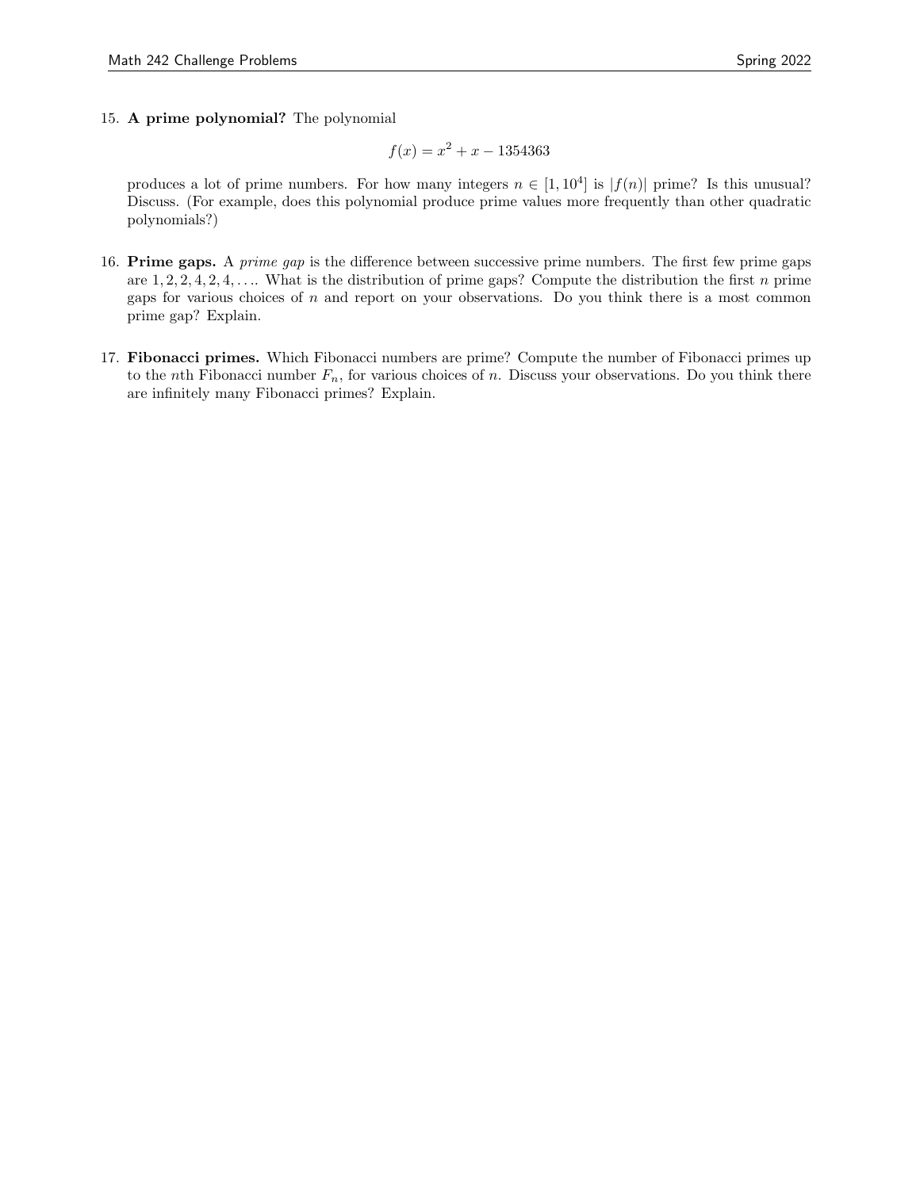15. **A prime polynomial?** The polynomial

$$f(x) = x^2 + x - 1354363$$

produces a lot of prime numbers. For how many integers $n \in [1, 10^4]$ is $|f(n)|$ prime? Is this unusual? Discuss. (For example, does this polynomial produce prime values more frequently than other quadratic polynomials?)

16. **Prime gaps.** A *prime gap* is the difference between successive prime numbers. The first few prime gaps are $1, 2, 2, 4, 2, 4, \ldots$. What is the distribution of prime gaps? Compute the distribution the first $n$ prime gaps for various choices of $n$ and report on your observations. Do you think there is a most common prime gap? Explain.

17. **Fibonacci primes.** Which Fibonacci numbers are prime? Compute the number of Fibonacci primes up to the $n$th Fibonacci number $F_n$, for various choices of $n$. Discuss your observations. Do you think there are infinitely many Fibonacci primes? Explain.